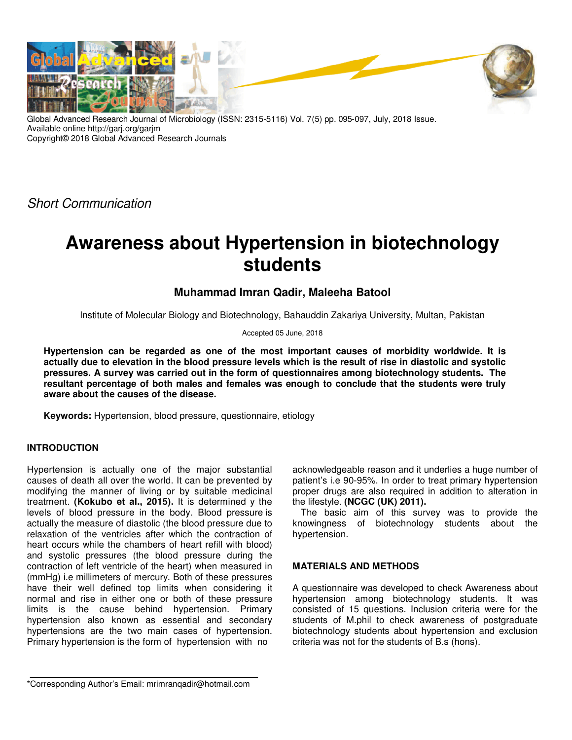Global Advanced Research Journal of Microbiology (ISSN: 2315-5116) Vol. 7(5) pp. 095-097, July, 2018 Issue.
Available online http://garj.org/garjm
Copyright© 2018 Global Advanced Research Journals

*Short Communication*

# Awareness about Hypertension in biotechnology students

**Muhammad Imran Qadir, Maleeha Batool**

Institute of Molecular Biology and Biotechnology, Bahauddin Zakariya University, Multan, Pakistan

Accepted 05 June, 2018

**Hypertension can be regarded as one of the most important causes of morbidity worldwide. It is actually due to elevation in the blood pressure levels which is the result of rise in diastolic and systolic pressures. A survey was carried out in the form of questionnaires among biotechnology students. The resultant percentage of both males and females was enough to conclude that the students were truly aware about the causes of the disease.**

**Keywords:** Hypertension, blood pressure, questionnaire, etiology

## INTRODUCTION

Hypertension is actually one of the major substantial causes of death all over the world. It can be prevented by modifying the manner of living or by suitable medicinal treatment. **(Kokubo et al., 2015).** It is determined y the levels of blood pressure in the body. Blood pressure is actually the measure of diastolic (the blood pressure due to relaxation of the ventricles after which the contraction of heart occurs while the chambers of heart refill with blood) and systolic pressures (the blood pressure during the contraction of left ventricle of the heart) when measured in (mmHg) i.e millimeters of mercury. Both of these pressures have their well defined top limits when considering it normal and rise in either one or both of these pressure limits is the cause behind hypertension. Primary hypertension also known as essential and secondary hypertensions are the two main cases of hypertension. Primary hypertension is the form of hypertension with no acknowledgeable reason and it underlies a huge number of patient's i.e 90-95%. In order to treat primary hypertension proper drugs are also required in addition to alteration in the lifestyle. **(NCGC (UK) 2011).**

The basic aim of this survey was to provide the knowingness of biotechnology students about the hypertension.

## MATERIALS AND METHODS

A questionnaire was developed to check Awareness about hypertension among biotechnology students. It was consisted of 15 questions. Inclusion criteria were for the students of M.phil to check awareness of postgraduate biotechnology students about hypertension and exclusion criteria was not for the students of B.s (hons).

*Corresponding Author's Email: mrimranqadir@hotmail.com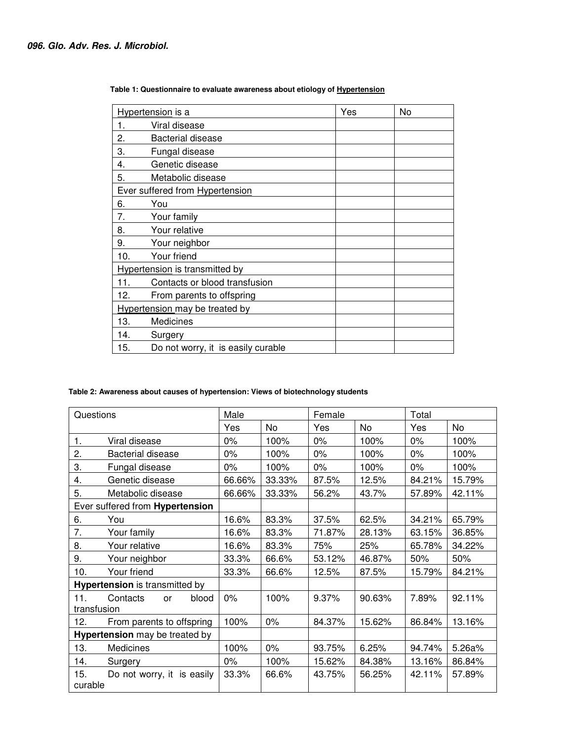**Table 1: Questionnaire to evaluate awareness about etiology of <u>Hypertension</u>**

| <u>Hypertension</u> is a | Yes | No |
|---|---|---|
| 1. Viral disease | | |
| 2. Bacterial disease | | |
| 3. Fungal disease | | |
| 4. Genetic disease | | |
| 5. Metabolic disease | | |
| Ever suffered from <u>Hypertension</u> | | |
| 6. You | | |
| 7. Your family | | |
| 8. Your relative | | |
| 9. Your neighbor | | |
| 10. Your friend | | |
| <u>Hypertension</u> is transmitted by | | |
| 11. Contacts or blood transfusion | | |
| 12. From parents to offspring | | |
| <u>Hypertension</u> may be treated by | | |
| 13. Medicines | | |
| 14. Surgery | | |
| 15. Do not worry, it is easily curable | | |

**Table 2: Awareness about causes of hypertension: Views of biotechnology students**

| Questions | Male | | Female | | Total | |
|---|---|---|---|---|---|---|
| | Yes | No | Yes | No | Yes | No |
| 1. Viral disease | 0% | 100% | 0% | 100% | 0% | 100% |
| 2. Bacterial disease | 0% | 100% | 0% | 100% | 0% | 100% |
| 3. Fungal disease | 0% | 100% | 0% | 100% | 0% | 100% |
| 4. Genetic disease | 66.66% | 33.33% | 87.5% | 12.5% | 84.21% | 15.79% |
| 5. Metabolic disease | 66.66% | 33.33% | 56.2% | 43.7% | 57.89% | 42.11% |
| Ever suffered from **Hypertension** | | | | | | |
| 6. You | 16.6% | 83.3% | 37.5% | 62.5% | 34.21% | 65.79% |
| 7. Your family | 16.6% | 83.3% | 71.87% | 28.13% | 63.15% | 36.85% |
| 8. Your relative | 16.6% | 83.3% | 75% | 25% | 65.78% | 34.22% |
| 9. Your neighbor | 33.3% | 66.6% | 53.12% | 46.87% | 50% | 50% |
| 10. Your friend | 33.3% | 66.6% | 12.5% | 87.5% | 15.79% | 84.21% |
| **Hypertension** is transmitted by | | | | | | |
| 11. Contacts or blood transfusion | 0% | 100% | 9.37% | 90.63% | 7.89% | 92.11% |
| 12. From parents to offspring | 100% | 0% | 84.37% | 15.62% | 86.84% | 13.16% |
| **Hypertension** may be treated by | | | | | | |
| 13. Medicines | 100% | 0% | 93.75% | 6.25% | 94.74% | 5.26a% |
| 14. Surgery | 0% | 100% | 15.62% | 84.38% | 13.16% | 86.84% |
| 15. Do not worry, it is easily curable | 33.3% | 66.6% | 43.75% | 56.25% | 42.11% | 57.89% |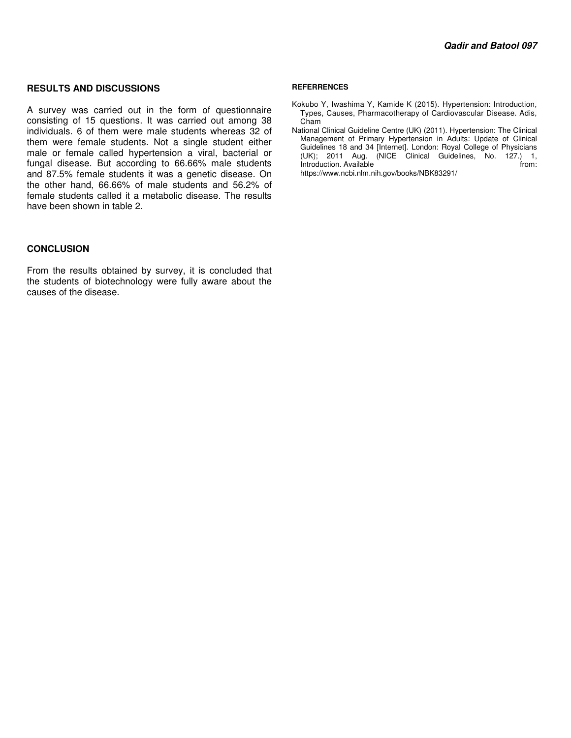## RESULTS AND DISCUSSIONS

A survey was carried out in the form of questionnaire consisting of 15 questions. It was carried out among 38 individuals. 6 of them were male students whereas 32 of them were female students. Not a single student either male or female called hypertension a viral, bacterial or fungal disease. But according to 66.66% male students and 87.5% female students it was a genetic disease. On the other hand, 66.66% of male students and 56.2% of female students called it a metabolic disease. The results have been shown in table 2.

## CONCLUSION

From the results obtained by survey, it is concluded that the students of biotechnology were fully aware about the causes of the disease.

## REFERRENCES

Kokubo Y, Iwashima Y, Kamide K (2015). Hypertension: Introduction, Types, Causes, Pharmacotherapy of Cardiovascular Disease. Adis, Cham

National Clinical Guideline Centre (UK) (2011). Hypertension: The Clinical Management of Primary Hypertension in Adults: Update of Clinical Guidelines 18 and 34 [Internet]. London: Royal College of Physicians (UK); 2011 Aug. (NICE Clinical Guidelines, No. 127.) 1, Introduction. Available from: https://www.ncbi.nlm.nih.gov/books/NBK83291/